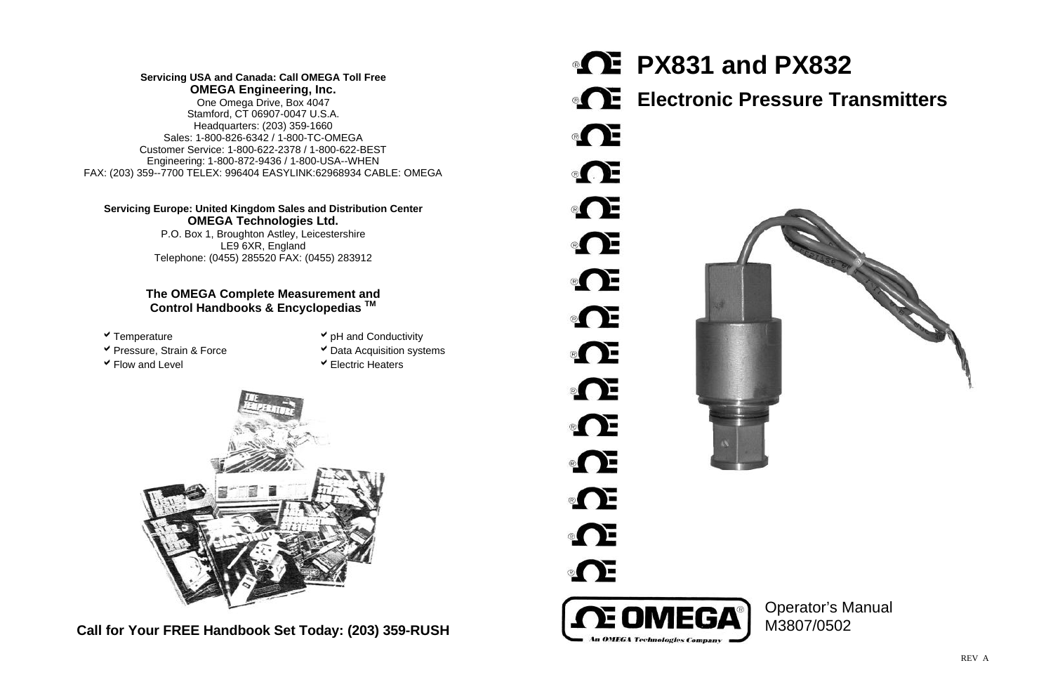**Servicing USA and Canada: Call OMEGA Toll Free**
**OMEGA Engineering, Inc.**
One Omega Drive, Box 4047
Stamford, CT 06907-0047 U.S.A.
Headquarters: (203) 359-1660
Sales: 1-800-826-6342 / 1-800-TC-OMEGA
Customer Service: 1-800-622-2378 / 1-800-622-BEST
Engineering: 1-800-872-9436 / 1-800-USA--WHEN
FAX: (203) 359--7700 TELEX: 996404 EASYLINK:62968934 CABLE: OMEGA

**Servicing Europe: United Kingdom Sales and Distribution Center**
**OMEGA Technologies Ltd.**
P.O. Box 1, Broughton Astley, Leicestershire
LE9 6XR, England
Telephone: (0455) 285520 FAX: (0455) 283912

**The OMEGA Complete Measurement and Control Handbooks & Encyclopedias ™**

- Temperature
- Pressure, Strain & Force
- Flow and Level
- pH and Conductivity
- Data Acquisition systems
- Electric Heaters

**Call for Your FREE Handbook Set Today: (203) 359-RUSH**

# PX831 and PX832

## Electronic Pressure Transmitters

OMEGA® An OMEGA Technologies Company

Operator's Manual
M3807/0502

REV A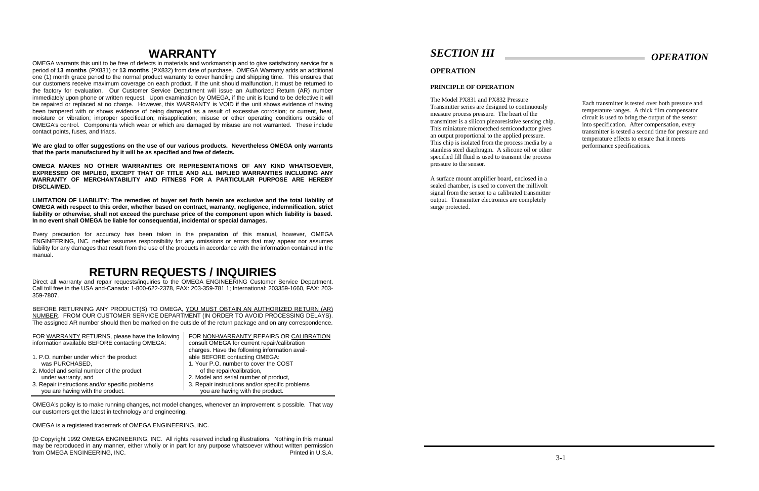# WARRANTY

OMEGA warrants this unit to be free of defects in materials and workmanship and to give satisfactory service for a period of **13 months** (PX831) or **13 months** (PX832) from date of purchase. OMEGA Warranty adds an additional one (1) month grace period to the normal product warranty to cover handling and shipping time. This ensures that our customers receive maximum coverage on each product. If the unit should malfunction, it must be returned to the factory for evaluation. Our Customer Service Department will issue an Authorized Return (AR) number immediately upon phone or written request. Upon examination by OMEGA, if the unit is found to be defective it will be repaired or replaced at no charge. However, this WARRANTY is VOID if the unit shows evidence of having been tampered with or shows evidence of being damaged as a result of excessive corrosion; or current, heat, moisture or vibration; improper specification; misapplication; misuse or other operating conditions outside of OMEGA's control. Components which wear or which are damaged by misuse are not warranted. These include contact points, fuses, and triacs.

**We are glad to offer suggestions on the use of our various products. Nevertheless OMEGA only warrants that the parts manufactured by it will be as specified and free of defects.**

**OMEGA MAKES NO OTHER WARRANTIES OR REPRESENTATIONS OF ANY KIND WHATSOEVER, EXPRESSED OR IMPLIED, EXCEPT THAT OF TITLE AND ALL IMPLIED WARRANTIES INCLUDING ANY WARRANTY OF MERCHANTABILITY AND FITNESS FOR A PARTICULAR PURPOSE ARE HEREBY DISCLAIMED.**

**LIMITATION OF LIABILITY: The remedies of buyer set forth herein are exclusive and the total liability of OMEGA with respect to this order, whether based on contract, warranty, negligence, indemnification, strict liability or otherwise, shall not exceed the purchase price of the component upon which liability is based. In no event shall OMEGA be liable for consequential, incidental or special damages.**

Every precaution for accuracy has been taken in the preparation of this manual, however, OMEGA ENGINEERING, INC. neither assumes responsibility for any omissions or errors that may appear nor assumes liability for any damages that result from the use of the products in accordance with the information contained in the manual.

# RETURN REQUESTS / INQUIRIES

Direct all warranty and repair requests/inquiries to the OMEGA ENGINEERING Customer Service Department. Call toll free in the USA and-Canada: 1-800-622-2378, FAX: 203-359-781 1; International: 203359-1660, FAX: 203-359-7807.

BEFORE RETURNING ANY PRODUCT(S) TO OMEGA, YOU MUST OBTAIN AN AUTHORIZED RETURN (AR) NUMBER. FROM OUR CUSTOMER SERVICE DEPARTMENT (IN ORDER TO AVOID PROCESSING DELAYS). The assigned AR number should then be marked on the outside of the return package and on any correspondence.

FOR WARRANTY RETURNS, please have the following information available BEFORE contacting OMEGA:

1. P.O. number under which the product was PURCHASED,
2. Model and serial number of the product under warranty, and
3. Repair instructions and/or specific problems you are having with the product.

FOR NON-WARRANTY REPAIRS OR CALIBRATION consult OMEGA for current repair/calibration charges. Have the following information available BEFORE contacting OMEGA:

1. Your P.O. number to cover the COST of the repair/calibration,
2. Model and serial number of product,
3. Repair instructions and/or specific problems you are having with the product.

OMEGA's policy is to make running changes, not model changes, whenever an improvement is possible. That way our customers get the latest in technology and engineering.

OMEGA is a registered trademark of OMEGA ENGINEERING, INC.

(D Copyright 1992 OMEGA ENGINEERING, INC. All rights reserved including illustrations. Nothing in this manual may be reproduced in any manner, either wholly or in part for any purpose whatsoever without written permission from OMEGA ENGINEERING, INC. Printed in U.S.A.

# *SECTION III* *OPERATION*

## OPERATION

### PRINCIPLE OF OPERATION

The Model PX831 and PX832 Pressure Transmitter series are designed to continuously measure process pressure. The heart of the transmitter is a silicon piezoresistive sensing chip. This miniature microetched semiconductor gives an output proportional to the applied pressure. This chip is isolated from the process media by a stainless steel diaphragm. A silicone oil or other specified fill fluid is used to transmit the process pressure to the sensor.

A surface mount amplifier board, enclosed in a sealed chamber, is used to convert the millivolt signal from the sensor to a calibrated transmitter output. Transmitter electronics are completely surge protected.

Each transmitter is tested over both pressure and temperature ranges. A thick film compensator circuit is used to bring the output of the sensor into specification. After compensation, every transmitter is tested a second time for pressure and temperature effects to ensure that it meets performance specifications.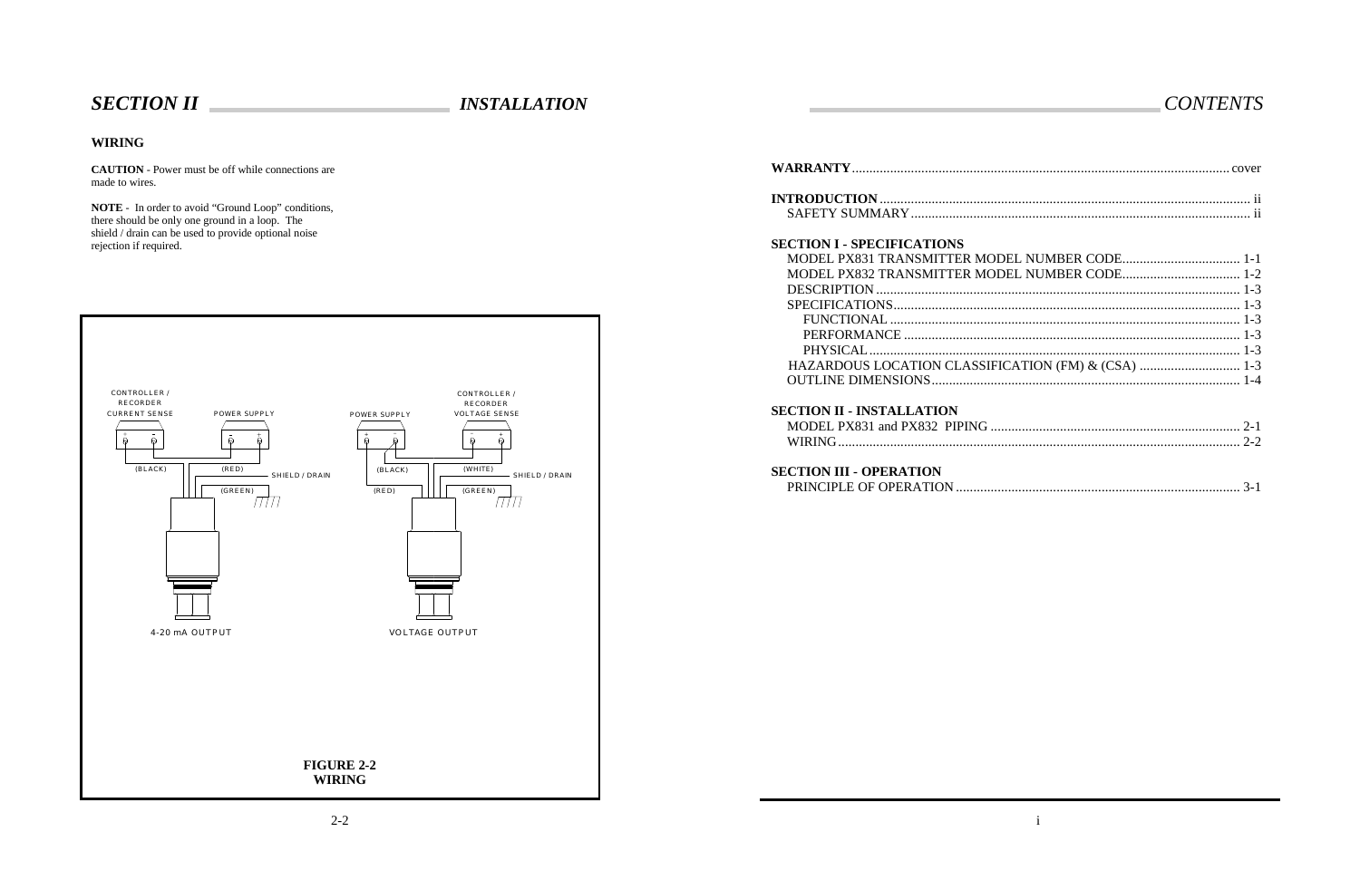# SECTION II — INSTALLATION

## WIRING

**CAUTION** - Power must be off while connections are made to wires.

**NOTE** - In order to avoid "Ground Loop" conditions, there should be only one ground in a loop. The shield / drain can be used to provide optional noise rejection if required.

CONTROLLER / RECORDER CURRENT SENSE | POWER SUPPLY | (BLACK) | (RED) | SHIELD / DRAIN | (GREEN) | 4-20 mA OUTPUT

POWER SUPPLY | CONTROLLER / RECORDER VOLTAGE SENSE | (BLACK) | (WHITE) | SHIELD / DRAIN | (RED) | (GREEN) | VOLTAGE OUTPUT

**FIGURE 2-2**
**WIRING**

# CONTENTS

**WARRANTY** ........ cover

**INTRODUCTION** ........ ii
- SAFETY SUMMARY ........ ii

**SECTION I - SPECIFICATIONS**
- MODEL PX831 TRANSMITTER MODEL NUMBER CODE ........ 1-1
- MODEL PX832 TRANSMITTER MODEL NUMBER CODE ........ 1-2
- DESCRIPTION ........ 1-3
- SPECIFICATIONS ........ 1-3
  - FUNCTIONAL ........ 1-3
  - PERFORMANCE ........ 1-3
  - PHYSICAL ........ 1-3
- HAZARDOUS LOCATION CLASSIFICATION (FM) & (CSA) ........ 1-3
- OUTLINE DIMENSIONS ........ 1-4

**SECTION II - INSTALLATION**
- MODEL PX831 and PX832 PIPING ........ 2-1
- WIRING ........ 2-2

**SECTION III - OPERATION**
- PRINCIPLE OF OPERATION ........ 3-1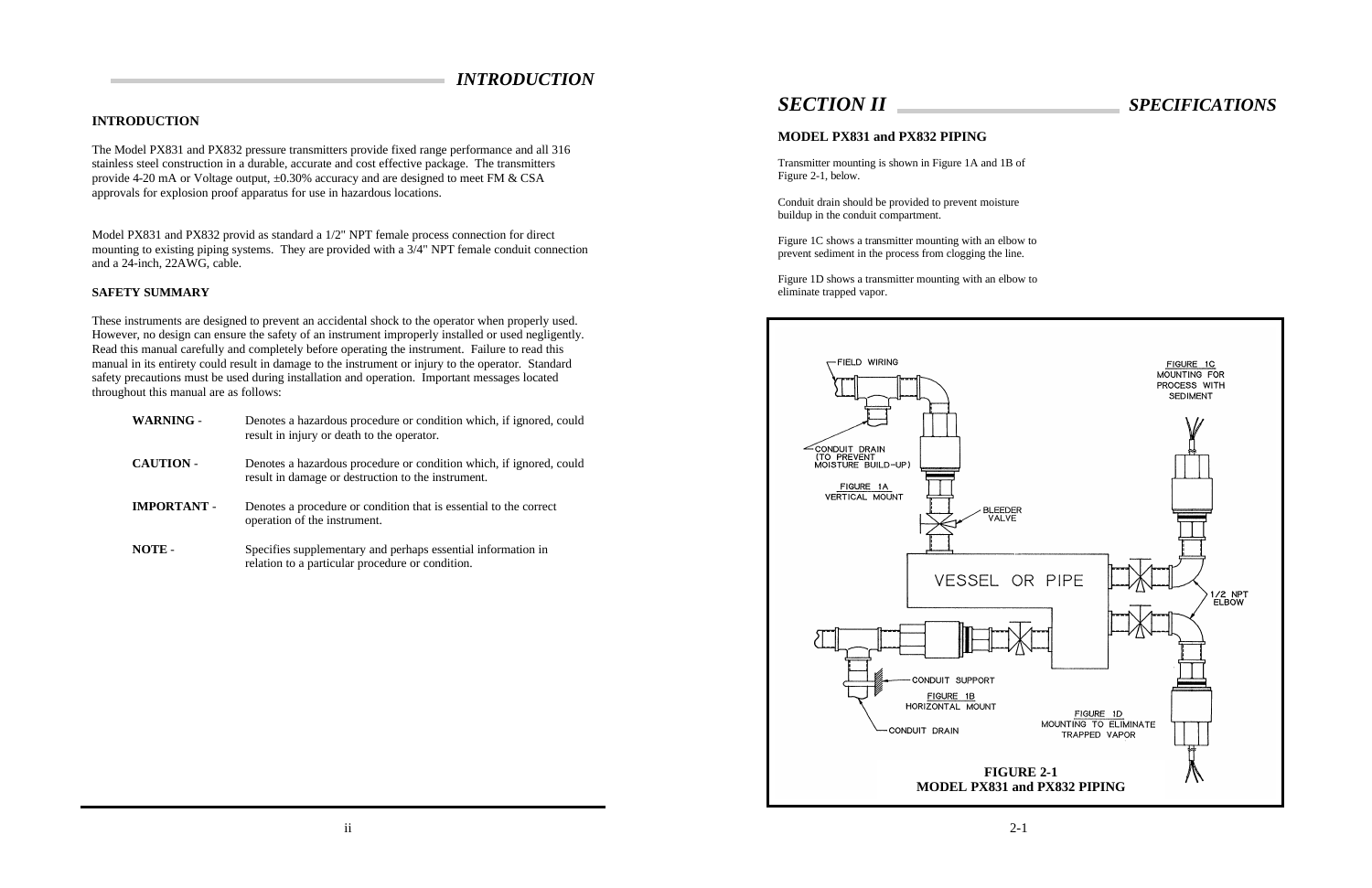# INTRODUCTION

## INTRODUCTION

The Model PX831 and PX832 pressure transmitters provide fixed range performance and all 316 stainless steel construction in a durable, accurate and cost effective package. The transmitters provide 4-20 mA or Voltage output, ±0.30% accuracy and are designed to meet FM & CSA approvals for explosion proof apparatus for use in hazardous locations.

Model PX831 and PX832 provid as standard a 1/2" NPT female process connection for direct mounting to existing piping systems. They are provided with a 3/4" NPT female conduit connection and a 24-inch, 22AWG, cable.

## SAFETY SUMMARY

These instruments are designed to prevent an accidental shock to the operator when properly used. However, no design can ensure the safety of an instrument improperly installed or used negligently. Read this manual carefully and completely before operating the instrument. Failure to read this manual in its entirety could result in damage to the instrument or injury to the operator. Standard safety precautions must be used during installation and operation. Important messages located throughout this manual are as follows:

**WARNING** - Denotes a hazardous procedure or condition which, if ignored, could result in injury or death to the operator.

**CAUTION** - Denotes a hazardous procedure or condition which, if ignored, could result in damage or destruction to the instrument.

**IMPORTANT** - Denotes a procedure or condition that is essential to the correct operation of the instrument.

**NOTE** - Specifies supplementary and perhaps essential information in relation to a particular procedure or condition.

# SECTION II SPECIFICATIONS

## MODEL PX831 and PX832 PIPING

Transmitter mounting is shown in Figure 1A and 1B of Figure 2-1, below.

Conduit drain should be provided to prevent moisture buildup in the conduit compartment.

Figure 1C shows a transmitter mounting with an elbow to prevent sediment in the process from clogging the line.

Figure 1D shows a transmitter mounting with an elbow to eliminate trapped vapor.

FIELD WIRING

CONDUIT DRAIN (TO PREVENT MOISTURE BUILD-UP)

FIGURE 1A VERTICAL MOUNT

BLEEDER VALVE

FIGURE 1C MOUNTING FOR PROCESS WITH SEDIMENT

VESSEL OR PIPE

1/2 NPT ELBOW

CONDUIT SUPPORT

FIGURE 1B HORIZONTAL MOUNT

CONDUIT DRAIN

FIGURE 1D MOUNTING TO ELIMINATE TRAPPED VAPOR

**FIGURE 2-1**
**MODEL PX831 and PX832 PIPING**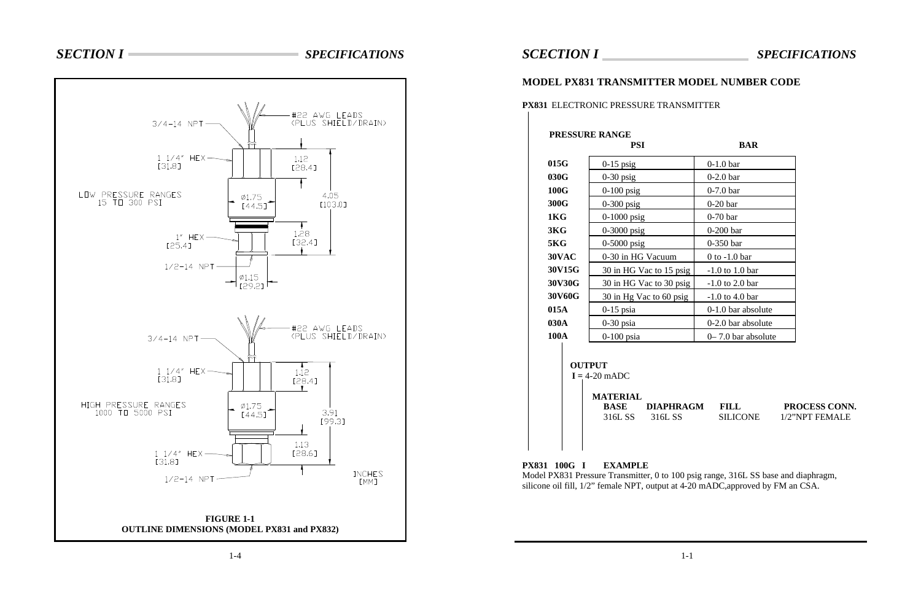## SECTION I — SPECIFICATIONS

3/4-14 NPT

#22 AWG LEADS (PLUS SHIELD/DRAIN)

1 1/4" HEX [31.8]

1.12 [28.4]

LOW PRESSURE RANGES 15 TO 300 PSI

Ø1.75 [44.5]

4.05 [103.0]

1" HEX [25.4]

1.28 [32.4]

1/2-14 NPT

Ø1.15 [29.2]

3/4-14 NPT

#22 AWG LEADS (PLUS SHIELD/DRAIN)

1 1/4" HEX [31.8]

1.12 [28.4]

HIGH PRESSURE RANGES 1000 TO 5000 PSI

Ø1.75 [44.5]

3.91 [99.3]

1.13 [28.6]

1 1/4" HEX [31.8]

1/2-14 NPT

INCHES [MM]

**FIGURE 1-1**
**OUTLINE DIMENSIONS (MODEL PX831 and PX832)**

## SCECTION I — SPECIFICATIONS

### MODEL PX831 TRANSMITTER MODEL NUMBER CODE

**PX831** ELECTRONIC PRESSURE TRANSMITTER

**PRESSURE RANGE**

| | PSI | BAR |
|---|---|---|
| **015G** | 0-15 psig | 0-1.0 bar |
| **030G** | 0-30 psig | 0-2.0 bar |
| **100G** | 0-100 psig | 0-7.0 bar |
| **300G** | 0-300 psig | 0-20 bar |
| **1KG** | 0-1000 psig | 0-70 bar |
| **3KG** | 0-3000 psig | 0-200 bar |
| **5KG** | 0-5000 psig | 0-350 bar |
| **30VAC** | 0-30 in HG Vacuum | 0 to -1.0 bar |
| **30V15G** | 30 in HG Vac to 15 psig | -1.0 to 1.0 bar |
| **30V30G** | 30 in HG Vac to 30 psig | -1.0 to 2.0 bar |
| **30V60G** | 30 in Hg Vac to 60 psig | -1.0 to 4.0 bar |
| **015A** | 0-15 psia | 0-1.0 bar absolute |
| **030A** | 0-30 psia | 0-2.0 bar absolute |
| **100A** | 0-100 psia | 0– 7.0 bar absolute |

**OUTPUT**
**I =** 4-20 mADC

**MATERIAL**

| BASE | DIAPHRAGM | FILL | PROCESS CONN. |
|---|---|---|---|
| 316L SS | 316L SS | SILICONE | 1/2"NPT FEMALE |

**PX831 100G I EXAMPLE**
Model PX831 Pressure Transmitter, 0 to 100 psig range, 316L SS base and diaphragm, silicone oil fill, 1/2" female NPT, output at 4-20 mADC,approved by FM an CSA.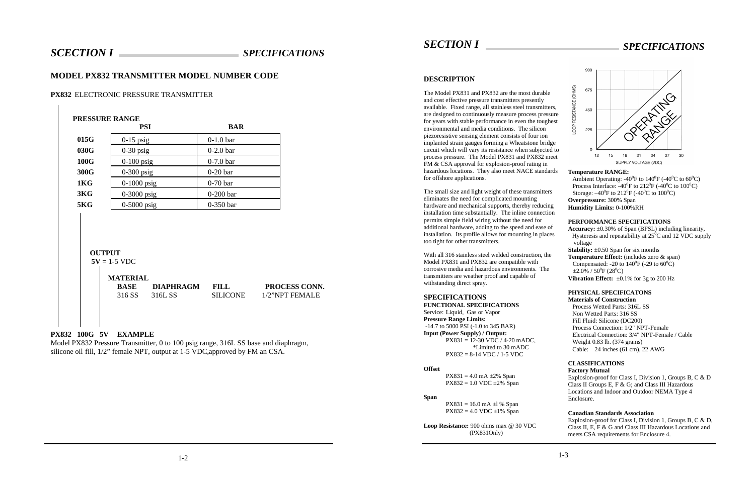# SCECTION I — SPECIFICATIONS

## MODEL PX832 TRANSMITTER MODEL NUMBER CODE

**PX832** ELECTRONIC PRESSURE TRANSMITTER

**PRESSURE RANGE**

| | PSI | BAR |
|---|---|---|
| **015G** | 0-15 psig | 0-1.0 bar |
| **030G** | 0-30 psig | 0-2.0 bar |
| **100G** | 0-100 psig | 0-7.0 bar |
| **300G** | 0-300 psig | 0-20 bar |
| **1KG** | 0-1000 psig | 0-70 bar |
| **3KG** | 0-3000 psig | 0-200 bar |
| **5KG** | 0-5000 psig | 0-350 bar |

**OUTPUT**

**5V =** 1-5 VDC

**MATERIAL**

| BASE | DIAPHRAGM | FILL | PROCESS CONN. |
|---|---|---|---|
| 316 SS | 316L SS | SILICONE | 1/2"NPT FEMALE |

**PX832 100G 5V EXAMPLE**

Model PX832 Pressure Transmitter, 0 to 100 psig range, 316L SS base and diaphragm, silicone oil fill, 1/2" female NPT, output at 1-5 VDC,approved by FM an CSA.

# SECTION I — SPECIFICATIONS

### DESCRIPTION

The Model PX831 and PX832 are the most durable and cost effective pressure transmitters presently available. Fixed range, all stainless steel transmitters, are designed to continuously measure process pressure for years with stable performance in even the toughest environmental and media conditions. The silicon piezoresistive sensing element consists of four ion implanted strain gauges forming a Wheatstone bridge circuit which will vary its resistance when subjected to process pressure. The Model PX831 and PX832 meet FM & CSA approval for explosion-proof rating in hazardous locations. They also meet NACE standards for offshore applications.

The small size and light weight of these transmitters eliminates the need for complicated mounting hardware and mechanical supports, thereby reducing installation time substantially. The inline connection permits simple field wiring without the need for additional hardware, adding to the speed and ease of installation. Its profile allows for mounting in places too tight for other transmitters.

With all 316 stainless steel welded construction, the Model PX831 and PX832 are compatible with corrosive media and hazardous environments. The transmitters are weather proof and capable of withstanding direct spray.

### SPECIFICATIONS

**FUNCTIONAL SPECIFICATIONS**

Service: Liquid, Gas or Vapor

**Pressure Range Limits:**
-14.7 to 5000 PSI (-1.0 to 345 BAR)

**Input (Power Supply) / Output:**
PX831 = 12-30 VDC / 4-20 mADC,
*Limited to 30 mADC
PX832 = 8-14 VDC / 1-5 VDC

**Offset**
PX831 = 4.0 mA ±2% Span
PX832 = 1.0 VDC ±2% Span

**Span**
PX831 = 16.0 mA ±l % Span
PX832 = 4.0 VDC ±1% Span

**Loop Resistance:** 900 ohms max @ 30 VDC (PX831Only)

900
675
450
225
0
LOOP RESISTANCE (OHMS)
12 15 18 21 24 27 30
SUPPLY VOLTAGE (VDC)
OPERATING RANGE

**Temperature RANGE:**
Ambient Operating: -40°F to 140°F (-40°C to 60°C)
Process Interface: -40°F to 212°F (-40°C to 100°C)
Storage: –40°F to 212°F (-40°C to 100°C)

**Overpressure:** 300% Span

**Humidity Limits:** 0-100%RH

**PERFORMANCE SPECIFICATIONS**

**Accuracy:** ±0.30% of Span (BFSL) including linearity, Hysteresis and repeatability at 25°C and 12 VDC supply voltage

**Stability:** ±0.50 Span for six months

**Temperature Effect:** (includes zero & span)
Compensated: -20 to 140°F (-29 to 60°C)
±2.0% / 50°F (28°C)

**Vibration Effect:** ±0.1% for 3g to 200 Hz

**PHYSICAL SPECIFICATONS**

**Materials of Construction**
Process Wetted Parts: 316L SS
Non Wetted Parts: 316 SS
Fill Fluid: Silicone (DC200)
Process Connection: 1/2" NPT-Female
Electrical Connection: 3/4" NPT-Female / Cable
Weight 0.83 lb. (374 grams)
Cable: 24 inches (61 cm), 22 AWG

**CLASSIFICATIONS**

**Factory Mutual**

Explosion-proof for Class I, Division 1, Groups B, C & D Class II Groups E, F & G; and Class III Hazardous Locations and Indoor and Outdoor NEMA Type 4 Enclosure.

**Canadian Standards Association**

Explosion-proof for Class I, Division 1, Groups B, C & D, Class II, E, F & G and Class III Hazardous Locations and meets CSA requirements for Enclosure 4.